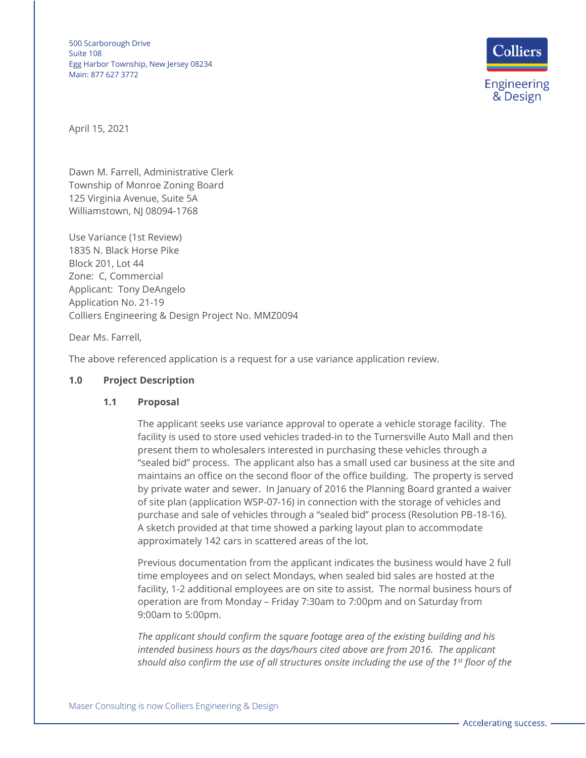500 Scarborough Drive
Suite 108
Egg Harbor Township, New Jersey 08234
Main: 877 627 3772

Colliers Engineering & Design

April 15, 2021

Dawn M. Farrell, Administrative Clerk
Township of Monroe Zoning Board
125 Virginia Avenue, Suite 5A
Williamstown, NJ 08094-1768

Use Variance (1st Review)
1835 N. Black Horse Pike
Block 201, Lot 44
Zone: C, Commercial
Applicant: Tony DeAngelo
Application No. 21-19
Colliers Engineering & Design Project No. MMZ0094

Dear Ms. Farrell,

The above referenced application is a request for a use variance application review.

## 1.0 Project Description

### 1.1 Proposal

The applicant seeks use variance approval to operate a vehicle storage facility. The facility is used to store used vehicles traded-in to the Turnersville Auto Mall and then present them to wholesalers interested in purchasing these vehicles through a "sealed bid" process. The applicant also has a small used car business at the site and maintains an office on the second floor of the office building. The property is served by private water and sewer. In January of 2016 the Planning Board granted a waiver of site plan (application WSP-07-16) in connection with the storage of vehicles and purchase and sale of vehicles through a "sealed bid" process (Resolution PB-18-16). A sketch provided at that time showed a parking layout plan to accommodate approximately 142 cars in scattered areas of the lot.

Previous documentation from the applicant indicates the business would have 2 full time employees and on select Mondays, when sealed bid sales are hosted at the facility, 1-2 additional employees are on site to assist. The normal business hours of operation are from Monday – Friday 7:30am to 7:00pm and on Saturday from 9:00am to 5:00pm.

*The applicant should confirm the square footage area of the existing building and his intended business hours as the days/hours cited above are from 2016. The applicant should also confirm the use of all structures onsite including the use of the 1st floor of the*

Maser Consulting is now Colliers Engineering & Design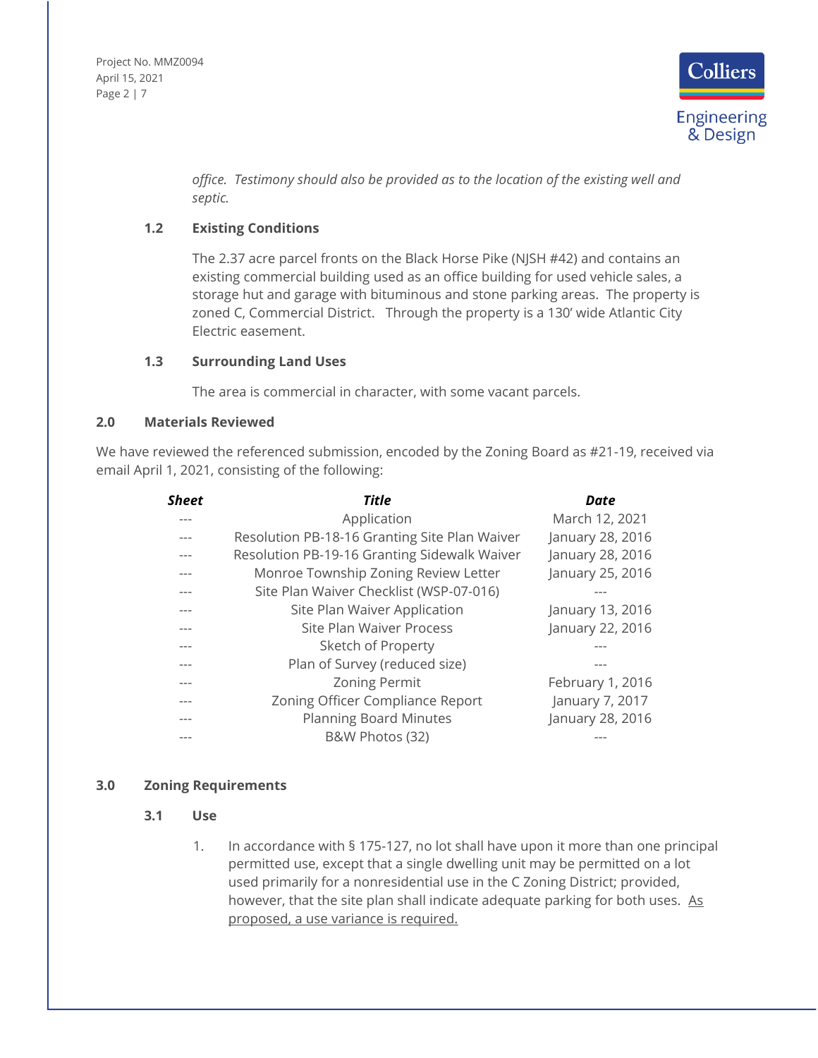*office. Testimony should also be provided as to the location of the existing well and septic.*

### 1.2 Existing Conditions

The 2.37 acre parcel fronts on the Black Horse Pike (NJSH #42) and contains an existing commercial building used as an office building for used vehicle sales, a storage hut and garage with bituminous and stone parking areas. The property is zoned C, Commercial District. Through the property is a 130' wide Atlantic City Electric easement.

### 1.3 Surrounding Land Uses

The area is commercial in character, with some vacant parcels.

## 2.0 Materials Reviewed

We have reviewed the referenced submission, encoded by the Zoning Board as #21-19, received via email April 1, 2021, consisting of the following:

| ***Sheet*** | ***Title*** | ***Date*** |
|---|---|---|
| --- | Application | March 12, 2021 |
| --- | Resolution PB-18-16 Granting Site Plan Waiver | January 28, 2016 |
| --- | Resolution PB-19-16 Granting Sidewalk Waiver | January 28, 2016 |
| --- | Monroe Township Zoning Review Letter | January 25, 2016 |
| --- | Site Plan Waiver Checklist (WSP-07-016) | --- |
| --- | Site Plan Waiver Application | January 13, 2016 |
| --- | Site Plan Waiver Process | January 22, 2016 |
| --- | Sketch of Property | --- |
| --- | Plan of Survey (reduced size) | --- |
| --- | Zoning Permit | February 1, 2016 |
| --- | Zoning Officer Compliance Report | January 7, 2017 |
| --- | Planning Board Minutes | January 28, 2016 |
| --- | B&W Photos (32) | --- |

## 3.0 Zoning Requirements

### 3.1 Use

1. In accordance with § 175-127, no lot shall have upon it more than one principal permitted use, except that a single dwelling unit may be permitted on a lot used primarily for a nonresidential use in the C Zoning District; provided, however, that the site plan shall indicate adequate parking for both uses. <u>As proposed, a use variance is required.</u>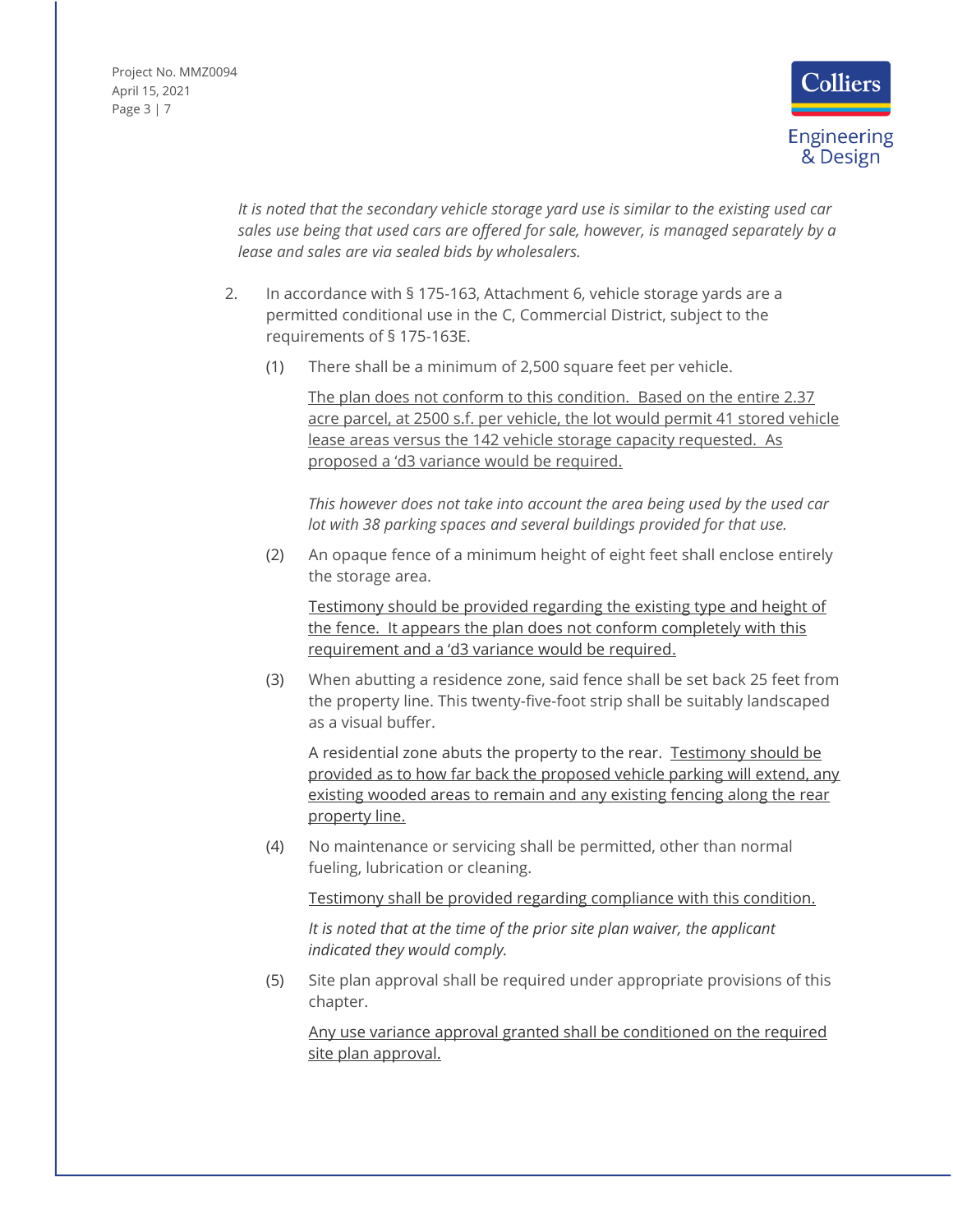*It is noted that the secondary vehicle storage yard use is similar to the existing used car sales use being that used cars are offered for sale, however, is managed separately by a lease and sales are via sealed bids by wholesalers.*

2. In accordance with § 175-163, Attachment 6, vehicle storage yards are a permitted conditional use in the C, Commercial District, subject to the requirements of § 175-163E.

   (1) There shall be a minimum of 2,500 square feet per vehicle.

   <u>The plan does not conform to this condition. Based on the entire 2.37 acre parcel, at 2500 s.f. per vehicle, the lot would permit 41 stored vehicle lease areas versus the 142 vehicle storage capacity requested. As proposed a 'd3 variance would be required.</u>

   *This however does not take into account the area being used by the used car lot with 38 parking spaces and several buildings provided for that use.*

   (2) An opaque fence of a minimum height of eight feet shall enclose entirely the storage area.

   <u>Testimony should be provided regarding the existing type and height of the fence. It appears the plan does not conform completely with this requirement and a 'd3 variance would be required.</u>

   (3) When abutting a residence zone, said fence shall be set back 25 feet from the property line. This twenty-five-foot strip shall be suitably landscaped as a visual buffer.

   A residential zone abuts the property to the rear. <u>Testimony should be provided as to how far back the proposed vehicle parking will extend, any existing wooded areas to remain and any existing fencing along the rear property line.</u>

   (4) No maintenance or servicing shall be permitted, other than normal fueling, lubrication or cleaning.

   <u>Testimony shall be provided regarding compliance with this condition.</u>

   *It is noted that at the time of the prior site plan waiver, the applicant indicated they would comply.*

   (5) Site plan approval shall be required under appropriate provisions of this chapter.

   <u>Any use variance approval granted shall be conditioned on the required site plan approval.</u>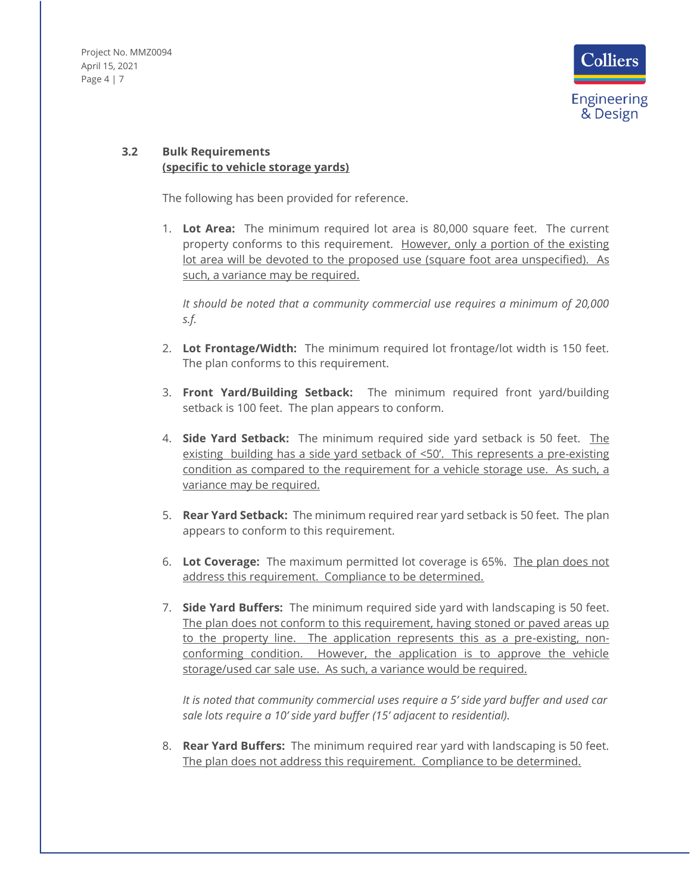### 3.2 Bulk Requirements
(specific to vehicle storage yards)

The following has been provided for reference.

1. **Lot Area:** The minimum required lot area is 80,000 square feet. The current property conforms to this requirement. However, only a portion of the existing lot area will be devoted to the proposed use (square foot area unspecified). As such, a variance may be required.

   *It should be noted that a community commercial use requires a minimum of 20,000 s.f.*

2. **Lot Frontage/Width:** The minimum required lot frontage/lot width is 150 feet. The plan conforms to this requirement.

3. **Front Yard/Building Setback:** The minimum required front yard/building setback is 100 feet. The plan appears to conform.

4. **Side Yard Setback:** The minimum required side yard setback is 50 feet. The existing building has a side yard setback of <50'. This represents a pre-existing condition as compared to the requirement for a vehicle storage use. As such, a variance may be required.

5. **Rear Yard Setback:** The minimum required rear yard setback is 50 feet. The plan appears to conform to this requirement.

6. **Lot Coverage:** The maximum permitted lot coverage is 65%. The plan does not address this requirement. Compliance to be determined.

7. **Side Yard Buffers:** The minimum required side yard with landscaping is 50 feet. The plan does not conform to this requirement, having stoned or paved areas up to the property line. The application represents this as a pre-existing, non-conforming condition. However, the application is to approve the vehicle storage/used car sale use. As such, a variance would be required.

   *It is noted that community commercial uses require a 5' side yard buffer and used car sale lots require a 10' side yard buffer (15' adjacent to residential).*

8. **Rear Yard Buffers:** The minimum required rear yard with landscaping is 50 feet. The plan does not address this requirement. Compliance to be determined.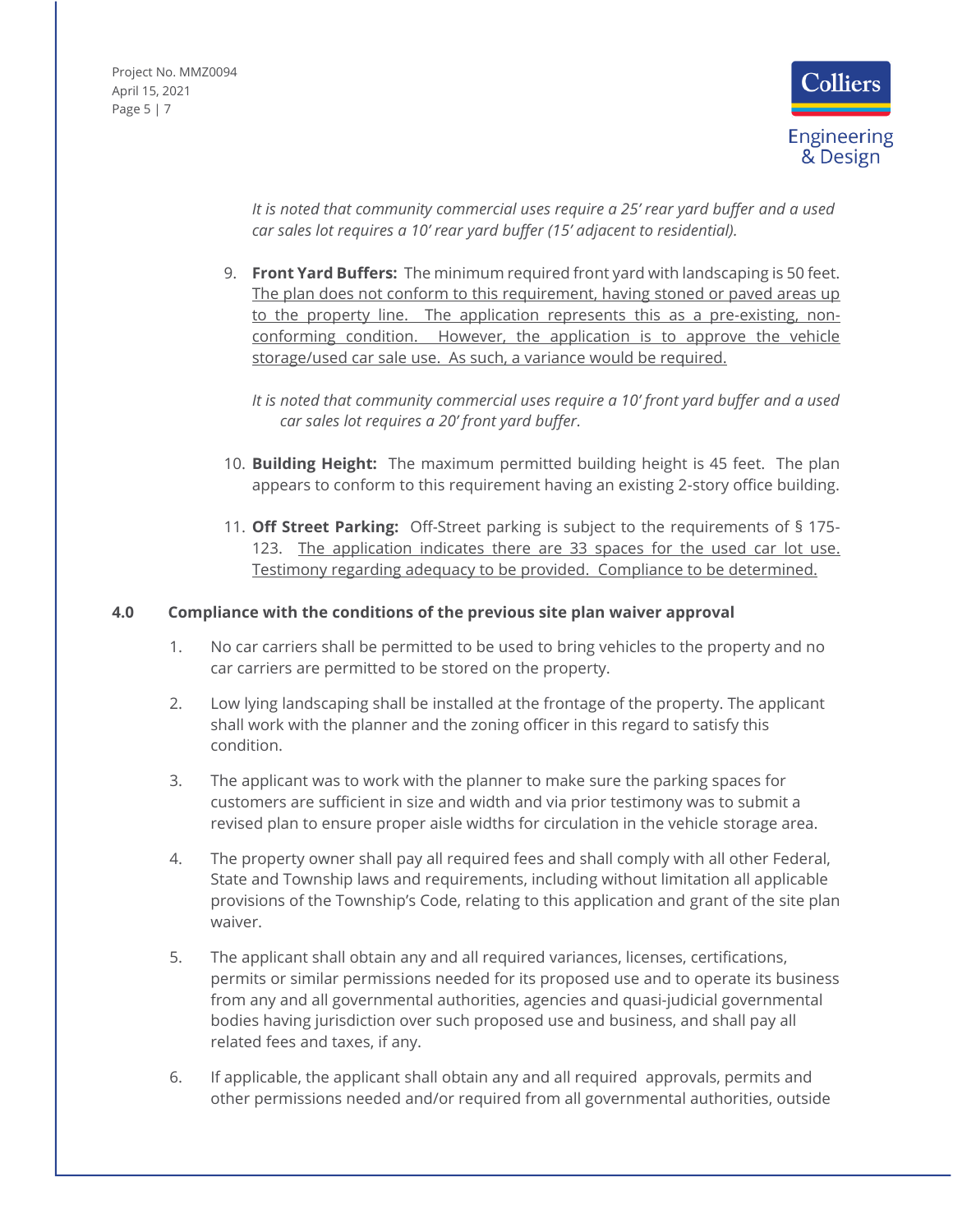*It is noted that community commercial uses require a 25' rear yard buffer and a used car sales lot requires a 10' rear yard buffer (15' adjacent to residential).*

9. **Front Yard Buffers:** The minimum required front yard with landscaping is 50 feet. <u>The plan does not conform to this requirement, having stoned or paved areas up to the property line. The application represents this as a pre-existing, non-conforming condition. However, the application is to approve the vehicle storage/used car sale use. As such, a variance would be required.</u>

   *It is noted that community commercial uses require a 10' front yard buffer and a used car sales lot requires a 20' front yard buffer.*

10. **Building Height:** The maximum permitted building height is 45 feet. The plan appears to conform to this requirement having an existing 2-story office building.

11. **Off Street Parking:** Off-Street parking is subject to the requirements of § 175-123. <u>The application indicates there are 33 spaces for the used car lot use. Testimony regarding adequacy to be provided. Compliance to be determined.</u>

## 4.0 Compliance with the conditions of the previous site plan waiver approval

1. No car carriers shall be permitted to be used to bring vehicles to the property and no car carriers are permitted to be stored on the property.

2. Low lying landscaping shall be installed at the frontage of the property. The applicant shall work with the planner and the zoning officer in this regard to satisfy this condition.

3. The applicant was to work with the planner to make sure the parking spaces for customers are sufficient in size and width and via prior testimony was to submit a revised plan to ensure proper aisle widths for circulation in the vehicle storage area.

4. The property owner shall pay all required fees and shall comply with all other Federal, State and Township laws and requirements, including without limitation all applicable provisions of the Township's Code, relating to this application and grant of the site plan waiver.

5. The applicant shall obtain any and all required variances, licenses, certifications, permits or similar permissions needed for its proposed use and to operate its business from any and all governmental authorities, agencies and quasi-judicial governmental bodies having jurisdiction over such proposed use and business, and shall pay all related fees and taxes, if any.

6. If applicable, the applicant shall obtain any and all required approvals, permits and other permissions needed and/or required from all governmental authorities, outside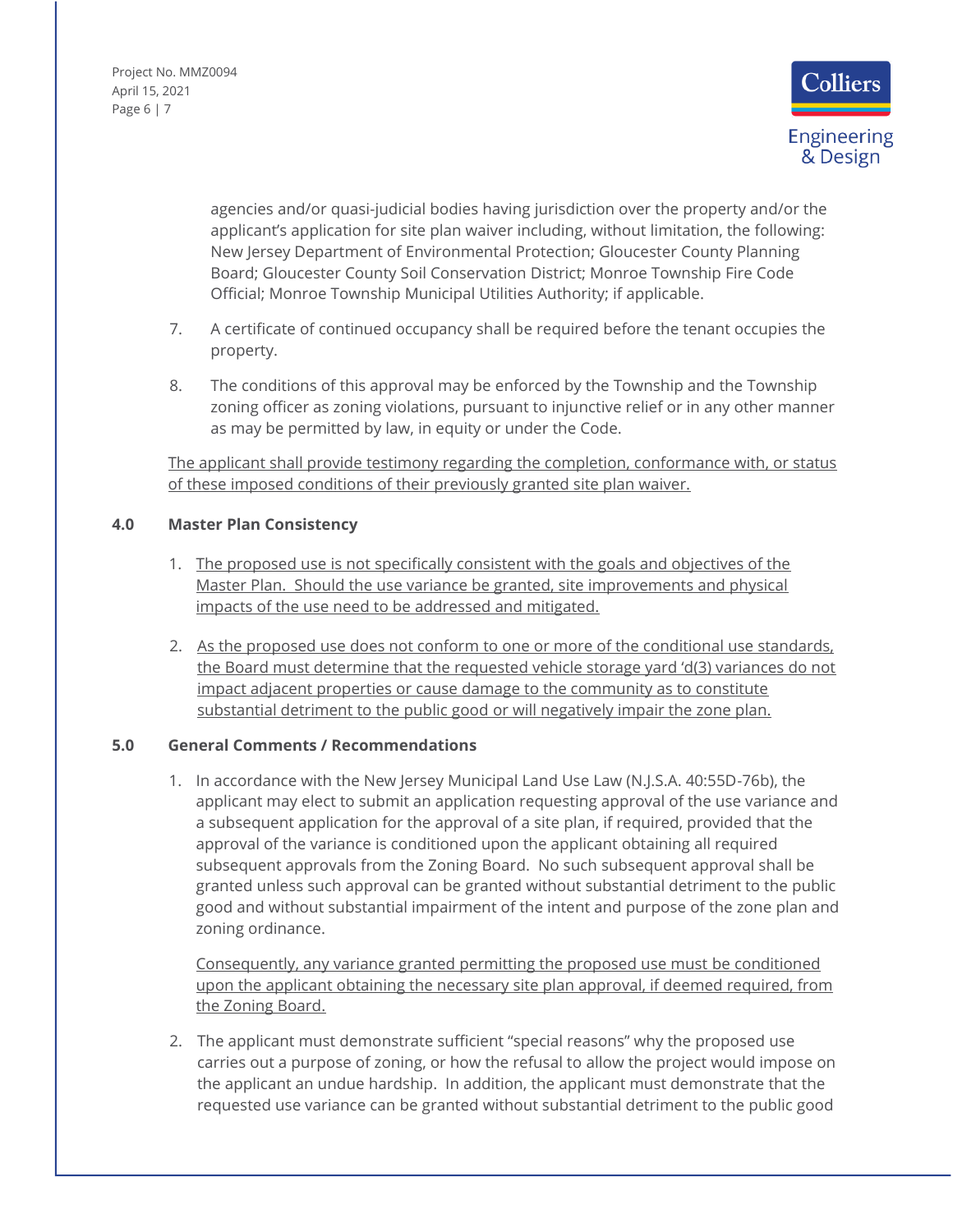agencies and/or quasi-judicial bodies having jurisdiction over the property and/or the applicant's application for site plan waiver including, without limitation, the following: New Jersey Department of Environmental Protection; Gloucester County Planning Board; Gloucester County Soil Conservation District; Monroe Township Fire Code Official; Monroe Township Municipal Utilities Authority; if applicable.

7. A certificate of continued occupancy shall be required before the tenant occupies the property.

8. The conditions of this approval may be enforced by the Township and the Township zoning officer as zoning violations, pursuant to injunctive relief or in any other manner as may be permitted by law, in equity or under the Code.

<u>The applicant shall provide testimony regarding the completion, conformance with, or status of these imposed conditions of their previously granted site plan waiver.</u>

## 4.0 Master Plan Consistency

1. <u>The proposed use is not specifically consistent with the goals and objectives of the Master Plan. Should the use variance be granted, site improvements and physical impacts of the use need to be addressed and mitigated.</u>

2. <u>As the proposed use does not conform to one or more of the conditional use standards, the Board must determine that the requested vehicle storage yard 'd(3) variances do not impact adjacent properties or cause damage to the community as to constitute substantial detriment to the public good or will negatively impair the zone plan.</u>

## 5.0 General Comments / Recommendations

1. In accordance with the New Jersey Municipal Land Use Law (N.J.S.A. 40:55D-76b), the applicant may elect to submit an application requesting approval of the use variance and a subsequent application for the approval of a site plan, if required, provided that the approval of the variance is conditioned upon the applicant obtaining all required subsequent approvals from the Zoning Board. No such subsequent approval shall be granted unless such approval can be granted without substantial detriment to the public good and without substantial impairment of the intent and purpose of the zone plan and zoning ordinance.

   <u>Consequently, any variance granted permitting the proposed use must be conditioned upon the applicant obtaining the necessary site plan approval, if deemed required, from the Zoning Board.</u>

2. The applicant must demonstrate sufficient "special reasons" why the proposed use carries out a purpose of zoning, or how the refusal to allow the project would impose on the applicant an undue hardship. In addition, the applicant must demonstrate that the requested use variance can be granted without substantial detriment to the public good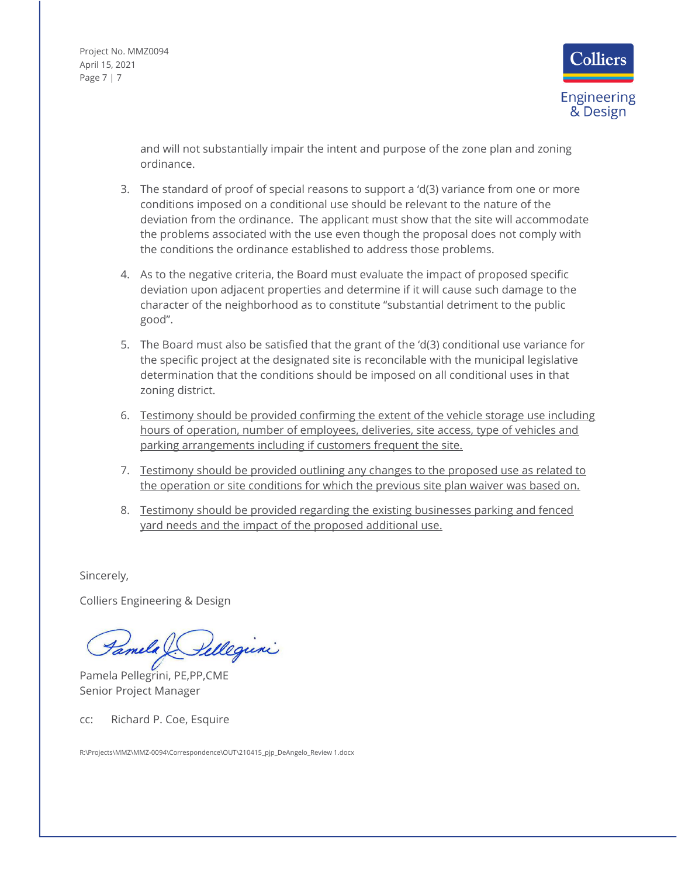and will not substantially impair the intent and purpose of the zone plan and zoning ordinance.

3. The standard of proof of special reasons to support a 'd(3) variance from one or more conditions imposed on a conditional use should be relevant to the nature of the deviation from the ordinance. The applicant must show that the site will accommodate the problems associated with the use even though the proposal does not comply with the conditions the ordinance established to address those problems.

4. As to the negative criteria, the Board must evaluate the impact of proposed specific deviation upon adjacent properties and determine if it will cause such damage to the character of the neighborhood as to constitute "substantial detriment to the public good".

5. The Board must also be satisfied that the grant of the 'd(3) conditional use variance for the specific project at the designated site is reconcilable with the municipal legislative determination that the conditions should be imposed on all conditional uses in that zoning district.

6. <u>Testimony should be provided confirming the extent of the vehicle storage use including hours of operation, number of employees, deliveries, site access, type of vehicles and parking arrangements including if customers frequent the site.</u>

7. <u>Testimony should be provided outlining any changes to the proposed use as related to the operation or site conditions for which the previous site plan waiver was based on.</u>

8. <u>Testimony should be provided regarding the existing businesses parking and fenced yard needs and the impact of the proposed additional use.</u>

Sincerely,

Colliers Engineering & Design

Pamela Pellegrini, PE,PP,CME
Senior Project Manager

cc: Richard P. Coe, Esquire

R:\Projects\MMZ\MMZ-0094\Correspondence\OUT\210415_pjp_DeAngelo_Review 1.docx